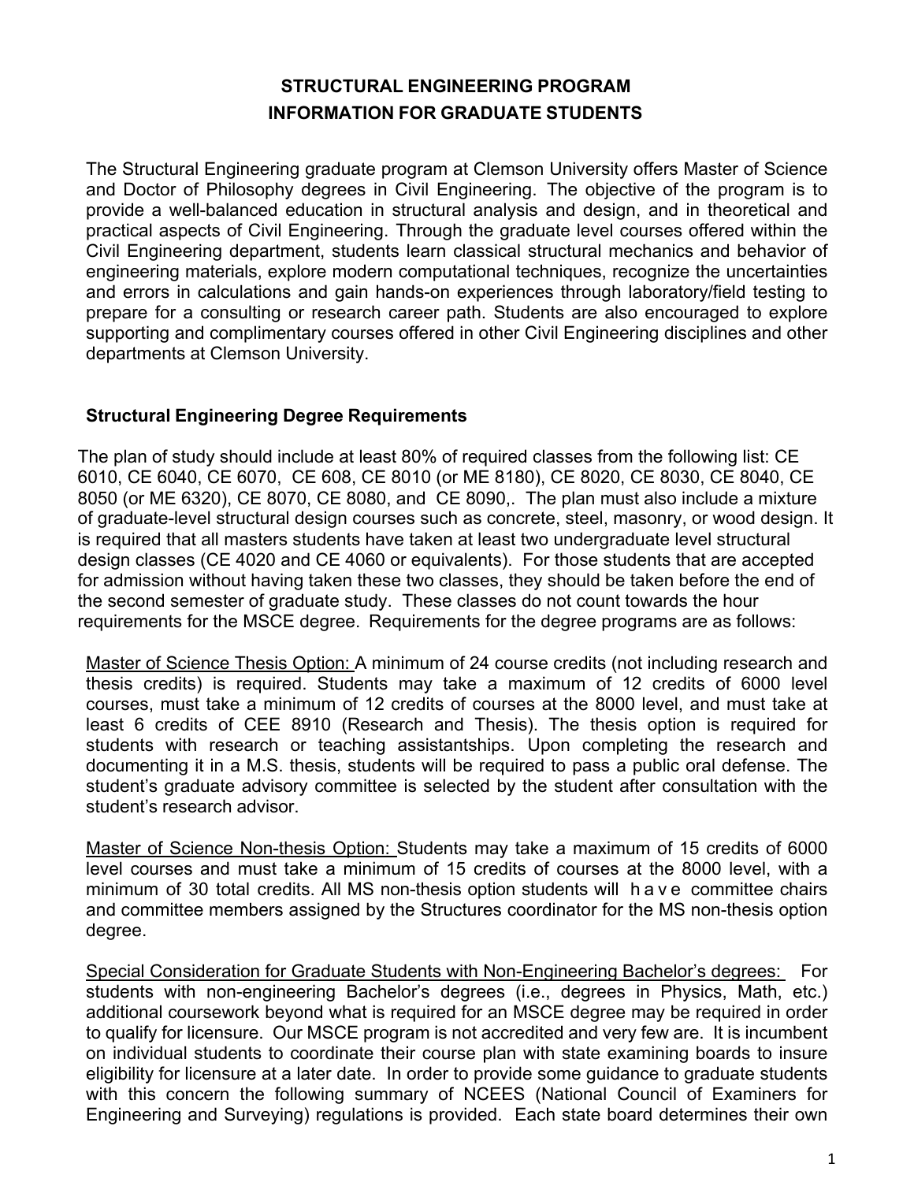# STRUCTURAL ENGINEERING PROGRAM
# INFORMATION FOR GRADUATE STUDENTS

The Structural Engineering graduate program at Clemson University offers Master of Science and Doctor of Philosophy degrees in Civil Engineering. The objective of the program is to provide a well-balanced education in structural analysis and design, and in theoretical and practical aspects of Civil Engineering. Through the graduate level courses offered within the Civil Engineering department, students learn classical structural mechanics and behavior of engineering materials, explore modern computational techniques, recognize the uncertainties and errors in calculations and gain hands-on experiences through laboratory/field testing to prepare for a consulting or research career path. Students are also encouraged to explore supporting and complimentary courses offered in other Civil Engineering disciplines and other departments at Clemson University.

## Structural Engineering Degree Requirements

The plan of study should include at least 80% of required classes from the following list: CE 6010, CE 6040, CE 6070, CE 608, CE 8010 (or ME 8180), CE 8020, CE 8030, CE 8040, CE 8050 (or ME 6320), CE 8070, CE 8080, and CE 8090,. The plan must also include a mixture of graduate-level structural design courses such as concrete, steel, masonry, or wood design. It is required that all masters students have taken at least two undergraduate level structural design classes (CE 4020 and CE 4060 or equivalents). For those students that are accepted for admission without having taken these two classes, they should be taken before the end of the second semester of graduate study. These classes do not count towards the hour requirements for the MSCE degree. Requirements for the degree programs are as follows:

Master of Science Thesis Option: A minimum of 24 course credits (not including research and thesis credits) is required. Students may take a maximum of 12 credits of 6000 level courses, must take a minimum of 12 credits of courses at the 8000 level, and must take at least 6 credits of CEE 8910 (Research and Thesis). The thesis option is required for students with research or teaching assistantships. Upon completing the research and documenting it in a M.S. thesis, students will be required to pass a public oral defense. The student's graduate advisory committee is selected by the student after consultation with the student's research advisor.

Master of Science Non-thesis Option: Students may take a maximum of 15 credits of 6000 level courses and must take a minimum of 15 credits of courses at the 8000 level, with a minimum of 30 total credits. All MS non-thesis option students will have committee chairs and committee members assigned by the Structures coordinator for the MS non-thesis option degree.

Special Consideration for Graduate Students with Non-Engineering Bachelor's degrees: For students with non-engineering Bachelor's degrees (i.e., degrees in Physics, Math, etc.) additional coursework beyond what is required for an MSCE degree may be required in order to qualify for licensure. Our MSCE program is not accredited and very few are. It is incumbent on individual students to coordinate their course plan with state examining boards to insure eligibility for licensure at a later date. In order to provide some guidance to graduate students with this concern the following summary of NCEES (National Council of Examiners for Engineering and Surveying) regulations is provided. Each state board determines their own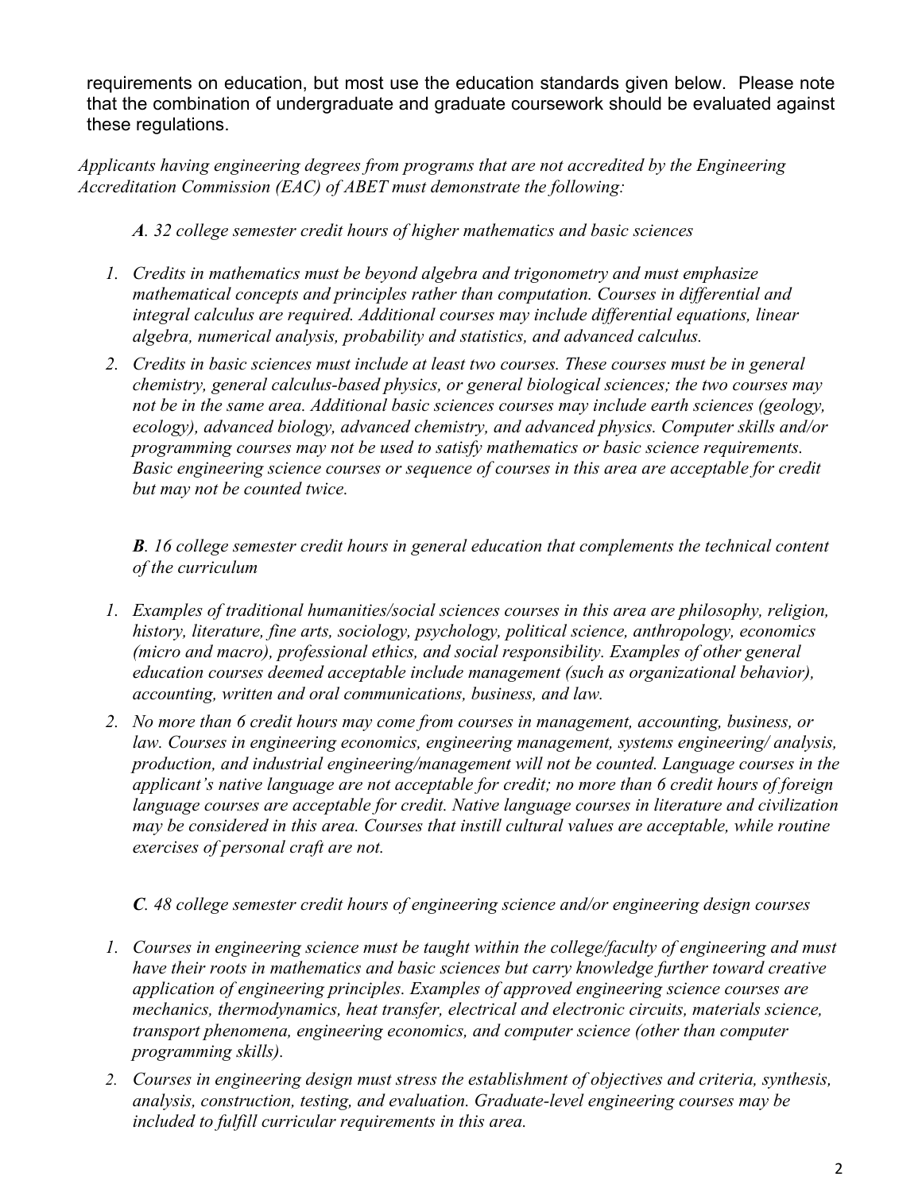requirements on education, but most use the education standards given below. Please note that the combination of undergraduate and graduate coursework should be evaluated against these regulations.

*Applicants having engineering degrees from programs that are not accredited by the Engineering Accreditation Commission (EAC) of ABET must demonstrate the following:*

***A**. 32 college semester credit hours of higher mathematics and basic sciences*

1. *Credits in mathematics must be beyond algebra and trigonometry and must emphasize mathematical concepts and principles rather than computation. Courses in differential and integral calculus are required. Additional courses may include differential equations, linear algebra, numerical analysis, probability and statistics, and advanced calculus.*
2. *Credits in basic sciences must include at least two courses. These courses must be in general chemistry, general calculus-based physics, or general biological sciences; the two courses may not be in the same area. Additional basic sciences courses may include earth sciences (geology, ecology), advanced biology, advanced chemistry, and advanced physics. Computer skills and/or programming courses may not be used to satisfy mathematics or basic science requirements. Basic engineering science courses or sequence of courses in this area are acceptable for credit but may not be counted twice.*

***B**. 16 college semester credit hours in general education that complements the technical content of the curriculum*

1. *Examples of traditional humanities/social sciences courses in this area are philosophy, religion, history, literature, fine arts, sociology, psychology, political science, anthropology, economics (micro and macro), professional ethics, and social responsibility. Examples of other general education courses deemed acceptable include management (such as organizational behavior), accounting, written and oral communications, business, and law.*
2. *No more than 6 credit hours may come from courses in management, accounting, business, or law. Courses in engineering economics, engineering management, systems engineering/ analysis, production, and industrial engineering/management will not be counted. Language courses in the applicant's native language are not acceptable for credit; no more than 6 credit hours of foreign language courses are acceptable for credit. Native language courses in literature and civilization may be considered in this area. Courses that instill cultural values are acceptable, while routine exercises of personal craft are not.*

***C**. 48 college semester credit hours of engineering science and/or engineering design courses*

1. *Courses in engineering science must be taught within the college/faculty of engineering and must have their roots in mathematics and basic sciences but carry knowledge further toward creative application of engineering principles. Examples of approved engineering science courses are mechanics, thermodynamics, heat transfer, electrical and electronic circuits, materials science, transport phenomena, engineering economics, and computer science (other than computer programming skills).*
2. *Courses in engineering design must stress the establishment of objectives and criteria, synthesis, analysis, construction, testing, and evaluation. Graduate-level engineering courses may be included to fulfill curricular requirements in this area.*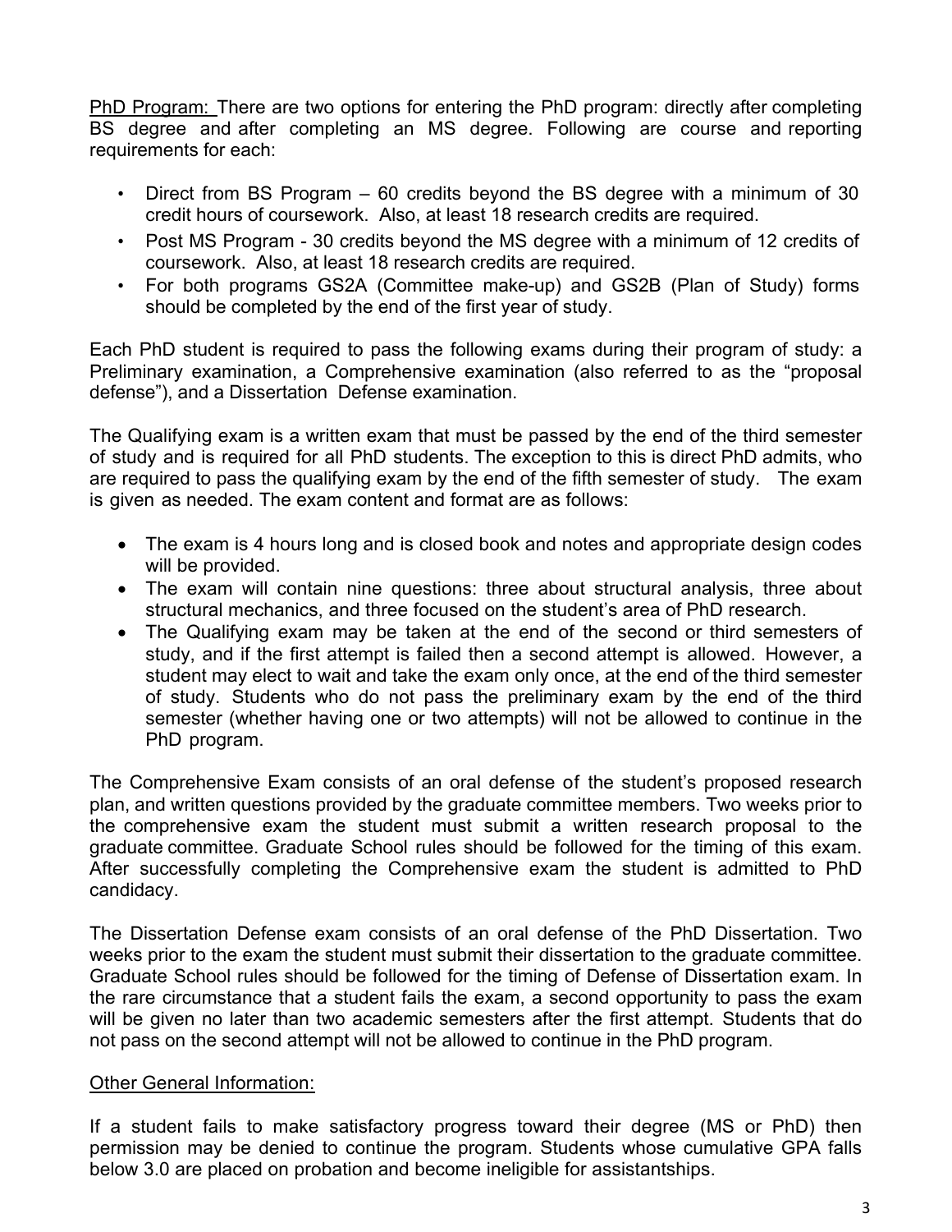<u>PhD Program:</u> There are two options for entering the PhD program: directly after completing BS degree and after completing an MS degree. Following are course and reporting requirements for each:

- Direct from BS Program – 60 credits beyond the BS degree with a minimum of 30 credit hours of coursework. Also, at least 18 research credits are required.
- Post MS Program - 30 credits beyond the MS degree with a minimum of 12 credits of coursework. Also, at least 18 research credits are required.
- For both programs GS2A (Committee make-up) and GS2B (Plan of Study) forms should be completed by the end of the first year of study.

Each PhD student is required to pass the following exams during their program of study: a Preliminary examination, a Comprehensive examination (also referred to as the "proposal defense"), and a Dissertation Defense examination.

The Qualifying exam is a written exam that must be passed by the end of the third semester of study and is required for all PhD students. The exception to this is direct PhD admits, who are required to pass the qualifying exam by the end of the fifth semester of study. The exam is given as needed. The exam content and format are as follows:

- The exam is 4 hours long and is closed book and notes and appropriate design codes will be provided.
- The exam will contain nine questions: three about structural analysis, three about structural mechanics, and three focused on the student's area of PhD research.
- The Qualifying exam may be taken at the end of the second or third semesters of study, and if the first attempt is failed then a second attempt is allowed. However, a student may elect to wait and take the exam only once, at the end of the third semester of study. Students who do not pass the preliminary exam by the end of the third semester (whether having one or two attempts) will not be allowed to continue in the PhD program.

The Comprehensive Exam consists of an oral defense of the student's proposed research plan, and written questions provided by the graduate committee members. Two weeks prior to the comprehensive exam the student must submit a written research proposal to the graduate committee. Graduate School rules should be followed for the timing of this exam. After successfully completing the Comprehensive exam the student is admitted to PhD candidacy.

The Dissertation Defense exam consists of an oral defense of the PhD Dissertation. Two weeks prior to the exam the student must submit their dissertation to the graduate committee. Graduate School rules should be followed for the timing of Defense of Dissertation exam. In the rare circumstance that a student fails the exam, a second opportunity to pass the exam will be given no later than two academic semesters after the first attempt. Students that do not pass on the second attempt will not be allowed to continue in the PhD program.

<u>Other General Information:</u>

If a student fails to make satisfactory progress toward their degree (MS or PhD) then permission may be denied to continue the program. Students whose cumulative GPA falls below 3.0 are placed on probation and become ineligible for assistantships.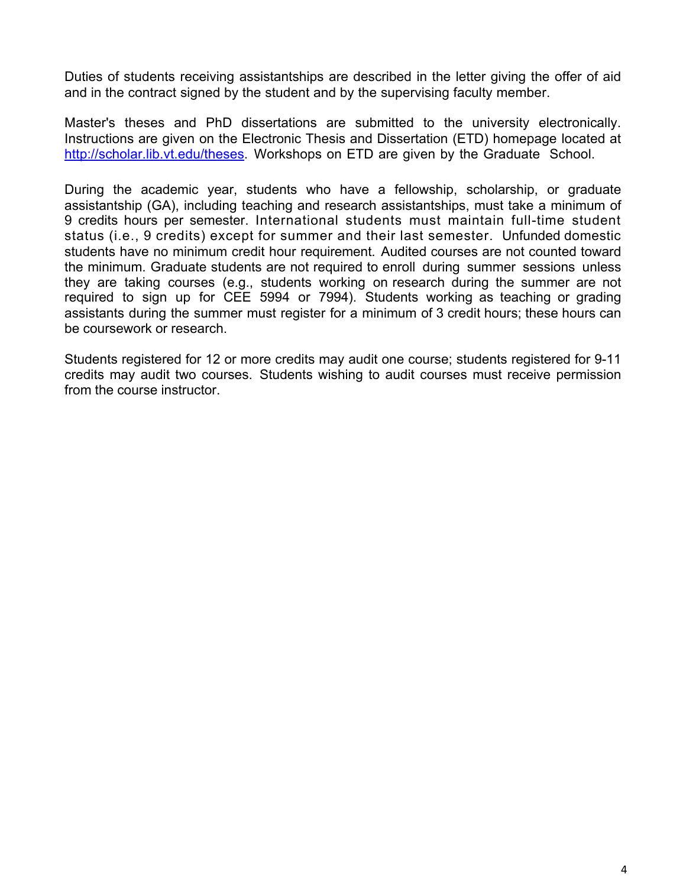Duties of students receiving assistantships are described in the letter giving the offer of aid and in the contract signed by the student and by the supervising faculty member.

Master's theses and PhD dissertations are submitted to the university electronically. Instructions are given on the Electronic Thesis and Dissertation (ETD) homepage located at [http://scholar.lib.vt.edu/theses](http://scholar.lib.vt.edu/theses). Workshops on ETD are given by the Graduate School.

During the academic year, students who have a fellowship, scholarship, or graduate assistantship (GA), including teaching and research assistantships, must take a minimum of 9 credits hours per semester. International students must maintain full-time student status (i.e., 9 credits) except for summer and their last semester. Unfunded domestic students have no minimum credit hour requirement. Audited courses are not counted toward the minimum. Graduate students are not required to enroll during summer sessions unless they are taking courses (e.g., students working on research during the summer are not required to sign up for CEE 5994 or 7994). Students working as teaching or grading assistants during the summer must register for a minimum of 3 credit hours; these hours can be coursework or research.

Students registered for 12 or more credits may audit one course; students registered for 9-11 credits may audit two courses. Students wishing to audit courses must receive permission from the course instructor.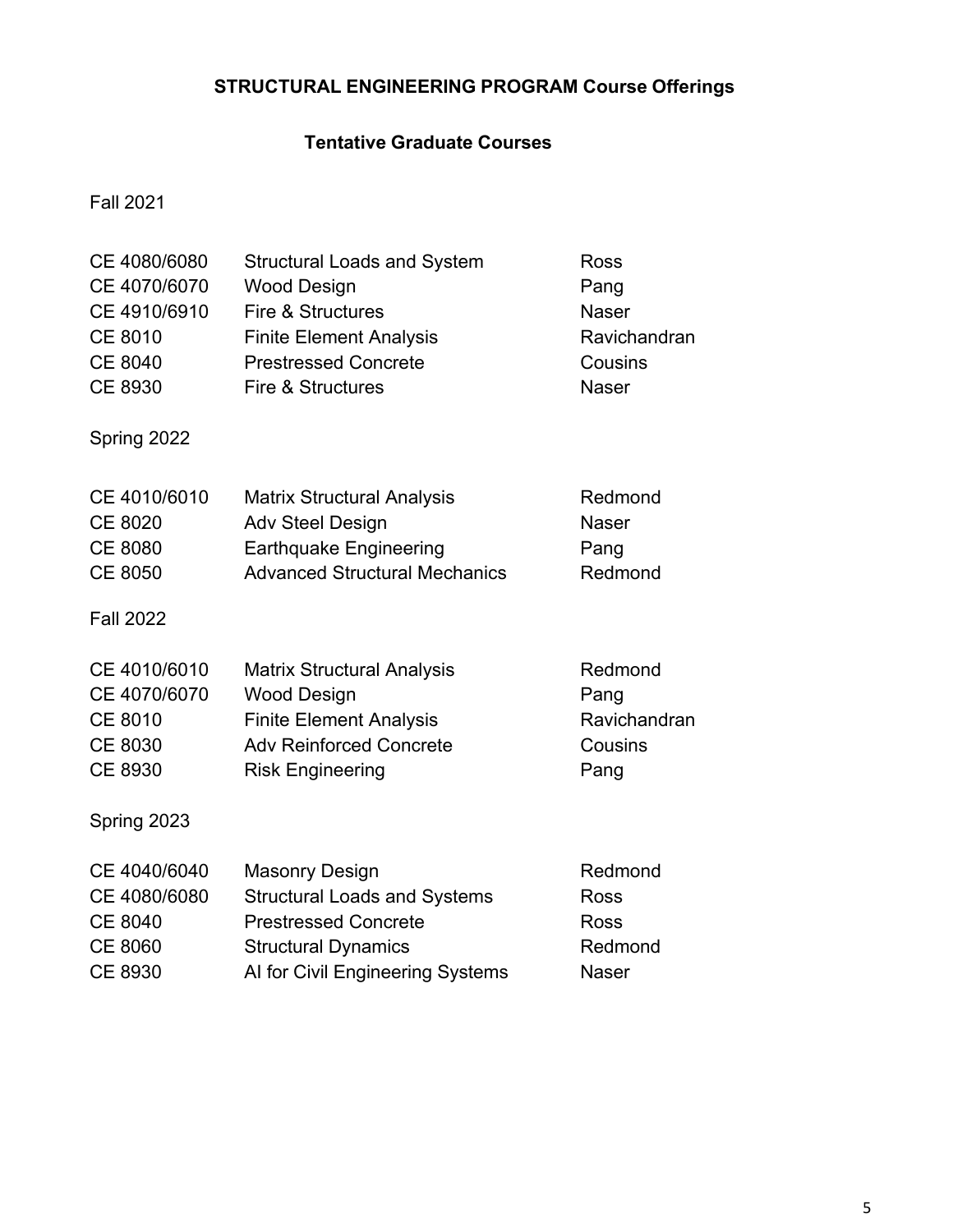# STRUCTURAL ENGINEERING PROGRAM Course Offerings

## Tentative Graduate Courses

### Fall 2021

| | | |
|---|---|---|
| CE 4080/6080 | Structural Loads and System | Ross |
| CE 4070/6070 | Wood Design | Pang |
| CE 4910/6910 | Fire & Structures | Naser |
| CE 8010 | Finite Element Analysis | Ravichandran |
| CE 8040 | Prestressed Concrete | Cousins |
| CE 8930 | Fire & Structures | Naser |

### Spring 2022

| | | |
|---|---|---|
| CE 4010/6010 | Matrix Structural Analysis | Redmond |
| CE 8020 | Adv Steel Design | Naser |
| CE 8080 | Earthquake Engineering | Pang |
| CE 8050 | Advanced Structural Mechanics | Redmond |

### Fall 2022

| | | |
|---|---|---|
| CE 4010/6010 | Matrix Structural Analysis | Redmond |
| CE 4070/6070 | Wood Design | Pang |
| CE 8010 | Finite Element Analysis | Ravichandran |
| CE 8030 | Adv Reinforced Concrete | Cousins |
| CE 8930 | Risk Engineering | Pang |

### Spring 2023

| | | |
|---|---|---|
| CE 4040/6040 | Masonry Design | Redmond |
| CE 4080/6080 | Structural Loads and Systems | Ross |
| CE 8040 | Prestressed Concrete | Ross |
| CE 8060 | Structural Dynamics | Redmond |
| CE 8930 | AI for Civil Engineering Systems | Naser |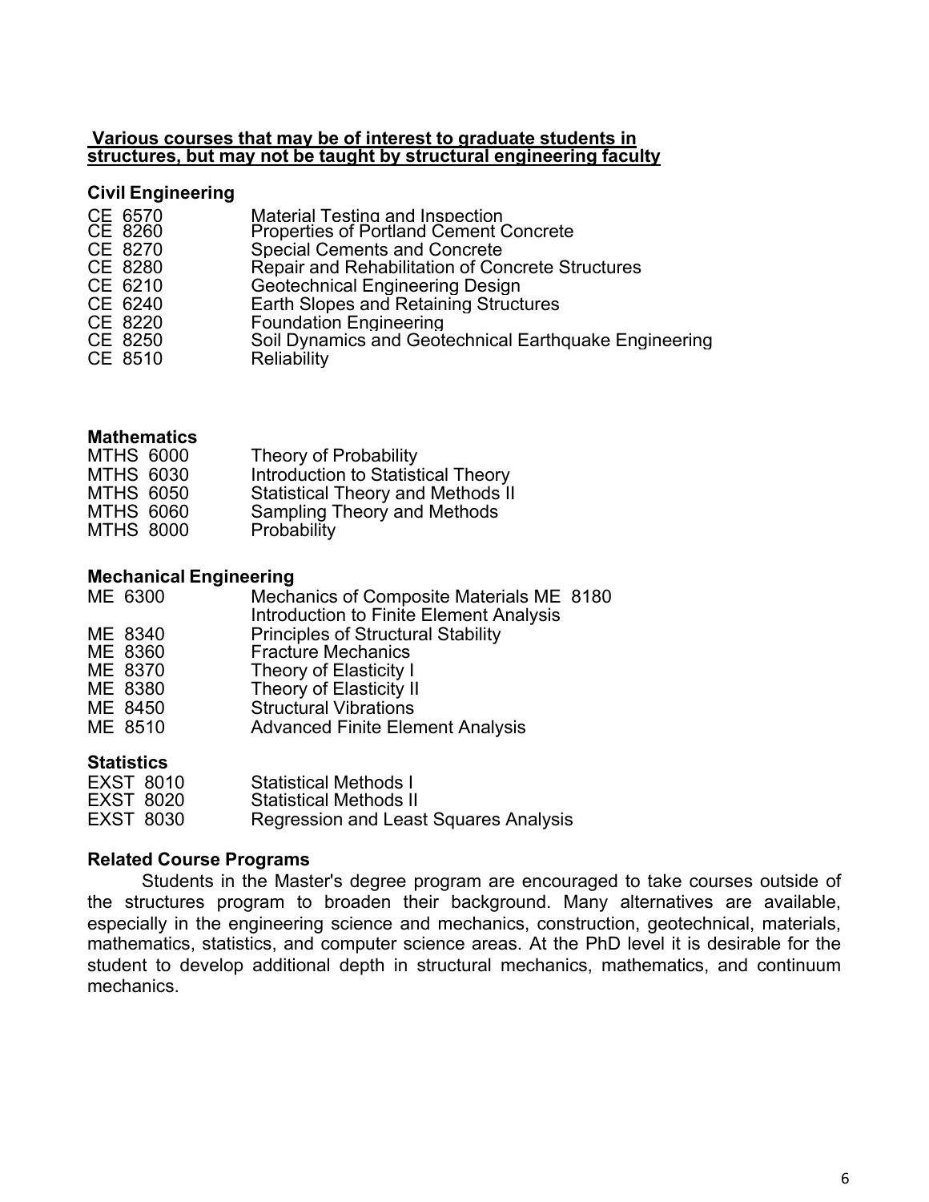**Various courses that may be of interest to graduate students in structures, but may not be taught by structural engineering faculty**

### Civil Engineering

| | |
|---|---|
| CE 6570 | Material Testing and Inspection |
| CE 8260 | Properties of Portland Cement Concrete |
| CE 8270 | Special Cements and Concrete |
| CE 8280 | Repair and Rehabilitation of Concrete Structures |
| CE 6210 | Geotechnical Engineering Design |
| CE 6240 | Earth Slopes and Retaining Structures |
| CE 8220 | Foundation Engineering |
| CE 8250 | Soil Dynamics and Geotechnical Earthquake Engineering |
| CE 8510 | Reliability |

### Mathematics

| | |
|---|---|
| MTHS 6000 | Theory of Probability |
| MTHS 6030 | Introduction to Statistical Theory |
| MTHS 6050 | Statistical Theory and Methods II |
| MTHS 6060 | Sampling Theory and Methods |
| MTHS 8000 | Probability |

### Mechanical Engineering

| | |
|---|---|
| ME 6300 | Mechanics of Composite Materials ME 8180 Introduction to Finite Element Analysis |
| ME 8340 | Principles of Structural Stability |
| ME 8360 | Fracture Mechanics |
| ME 8370 | Theory of Elasticity I |
| ME 8380 | Theory of Elasticity II |
| ME 8450 | Structural Vibrations |
| ME 8510 | Advanced Finite Element Analysis |

### Statistics

| | |
|---|---|
| EXST 8010 | Statistical Methods I |
| EXST 8020 | Statistical Methods II |
| EXST 8030 | Regression and Least Squares Analysis |

### Related Course Programs

Students in the Master's degree program are encouraged to take courses outside of the structures program to broaden their background. Many alternatives are available, especially in the engineering science and mechanics, construction, geotechnical, materials, mathematics, statistics, and computer science areas. At the PhD level it is desirable for the student to develop additional depth in structural mechanics, mathematics, and continuum mechanics.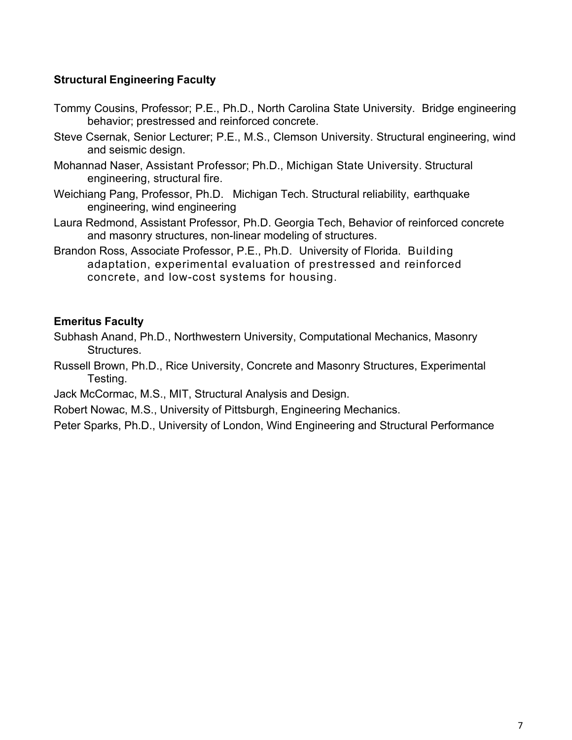**Structural Engineering Faculty**

Tommy Cousins, Professor; P.E., Ph.D., North Carolina State University. Bridge engineering behavior; prestressed and reinforced concrete.

Steve Csernak, Senior Lecturer; P.E., M.S., Clemson University. Structural engineering, wind and seismic design.

Mohannad Naser, Assistant Professor; Ph.D., Michigan State University. Structural engineering, structural fire.

Weichiang Pang, Professor, Ph.D. Michigan Tech. Structural reliability, earthquake engineering, wind engineering

Laura Redmond, Assistant Professor, Ph.D. Georgia Tech, Behavior of reinforced concrete and masonry structures, non-linear modeling of structures.

Brandon Ross, Associate Professor, P.E., Ph.D. University of Florida. Building adaptation, experimental evaluation of prestressed and reinforced concrete, and low-cost systems for housing.

**Emeritus Faculty**

Subhash Anand, Ph.D., Northwestern University, Computational Mechanics, Masonry Structures.

Russell Brown, Ph.D., Rice University, Concrete and Masonry Structures, Experimental Testing.

Jack McCormac, M.S., MIT, Structural Analysis and Design.

Robert Nowac, M.S., University of Pittsburgh, Engineering Mechanics.

Peter Sparks, Ph.D., University of London, Wind Engineering and Structural Performance